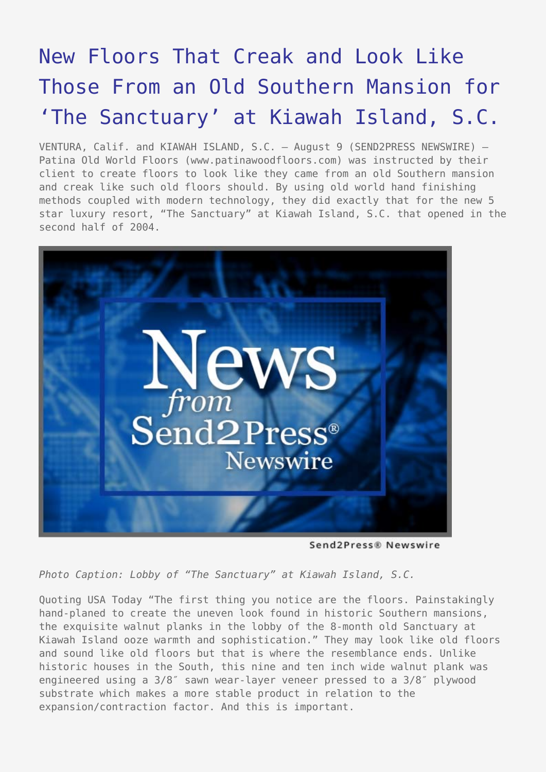# New Floors That Creak and Look Like Those From an Old Southern Mansion for 'The Sanctuary' at Kiawah Island, S.C.

VENTURA, Calif. and KIAWAH ISLAND, S.C. – August 9 (SEND2PRESS NEWSWIRE) – Patina Old World Floors (www.patinawoodfloors.com) was instructed by their client to create floors to look like they came from an old Southern mansion and creak like such old floors should. By using old world hand finishing methods coupled with modern technology, they did exactly that for the new 5 star luxury resort, "The Sanctuary" at Kiawah Island, S.C. that opened in the second half of 2004.

*Photo Caption: Lobby of "The Sanctuary" at Kiawah Island, S.C.*

Quoting USA Today "The first thing you notice are the floors. Painstakingly hand-planed to create the uneven look found in historic Southern mansions, the exquisite walnut planks in the lobby of the 8-month old Sanctuary at Kiawah Island ooze warmth and sophistication." They may look like old floors and sound like old floors but that is where the resemblance ends. Unlike historic houses in the South, this nine and ten inch wide walnut plank was engineered using a 3/8″ sawn wear-layer veneer pressed to a 3/8″ plywood substrate which makes a more stable product in relation to the expansion/contraction factor. And this is important.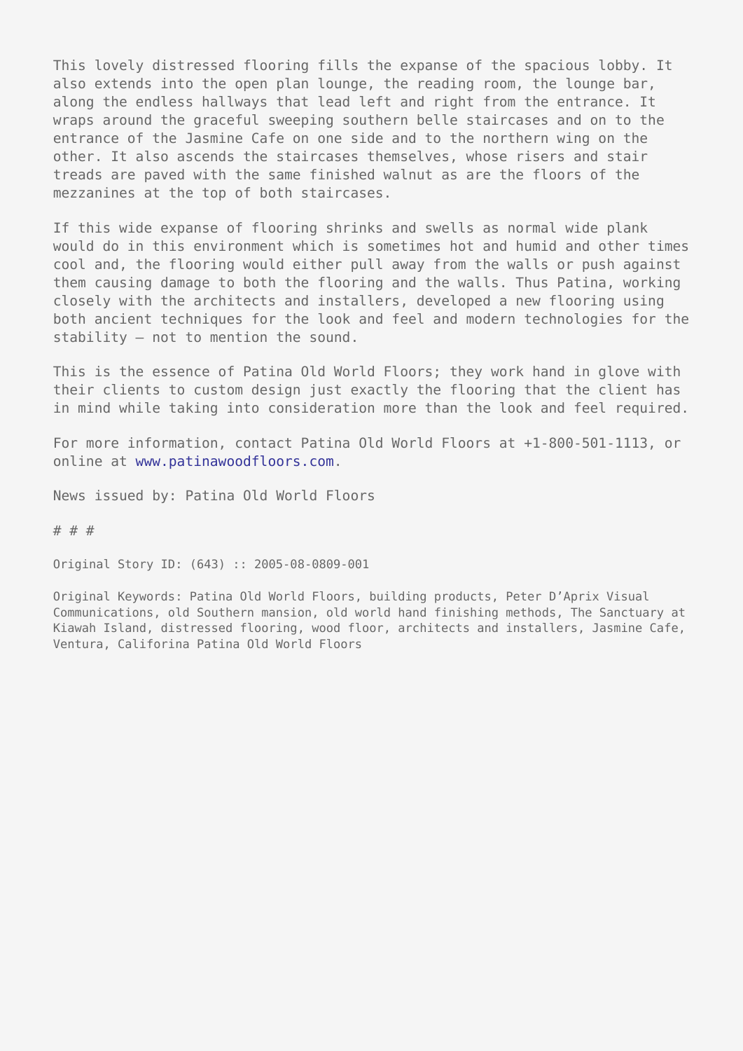This lovely distressed flooring fills the expanse of the spacious lobby. It also extends into the open plan lounge, the reading room, the lounge bar, along the endless hallways that lead left and right from the entrance. It wraps around the graceful sweeping southern belle staircases and on to the entrance of the Jasmine Cafe on one side and to the northern wing on the other. It also ascends the staircases themselves, whose risers and stair treads are paved with the same finished walnut as are the floors of the mezzanines at the top of both staircases.

If this wide expanse of flooring shrinks and swells as normal wide plank would do in this environment which is sometimes hot and humid and other times cool and, the flooring would either pull away from the walls or push against them causing damage to both the flooring and the walls. Thus Patina, working closely with the architects and installers, developed a new flooring using both ancient techniques for the look and feel and modern technologies for the stability – not to mention the sound.

This is the essence of Patina Old World Floors; they work hand in glove with their clients to custom design just exactly the flooring that the client has in mind while taking into consideration more than the look and feel required.

For more information, contact Patina Old World Floors at +1-800-501-1113, or online at www.patinawoodfloors.com.

News issued by: Patina Old World Floors

# # #

Original Story ID: (643) :: 2005-08-0809-001

Original Keywords: Patina Old World Floors, building products, Peter D'Aprix Visual Communications, old Southern mansion, old world hand finishing methods, The Sanctuary at Kiawah Island, distressed flooring, wood floor, architects and installers, Jasmine Cafe, Ventura, Califorina Patina Old World Floors